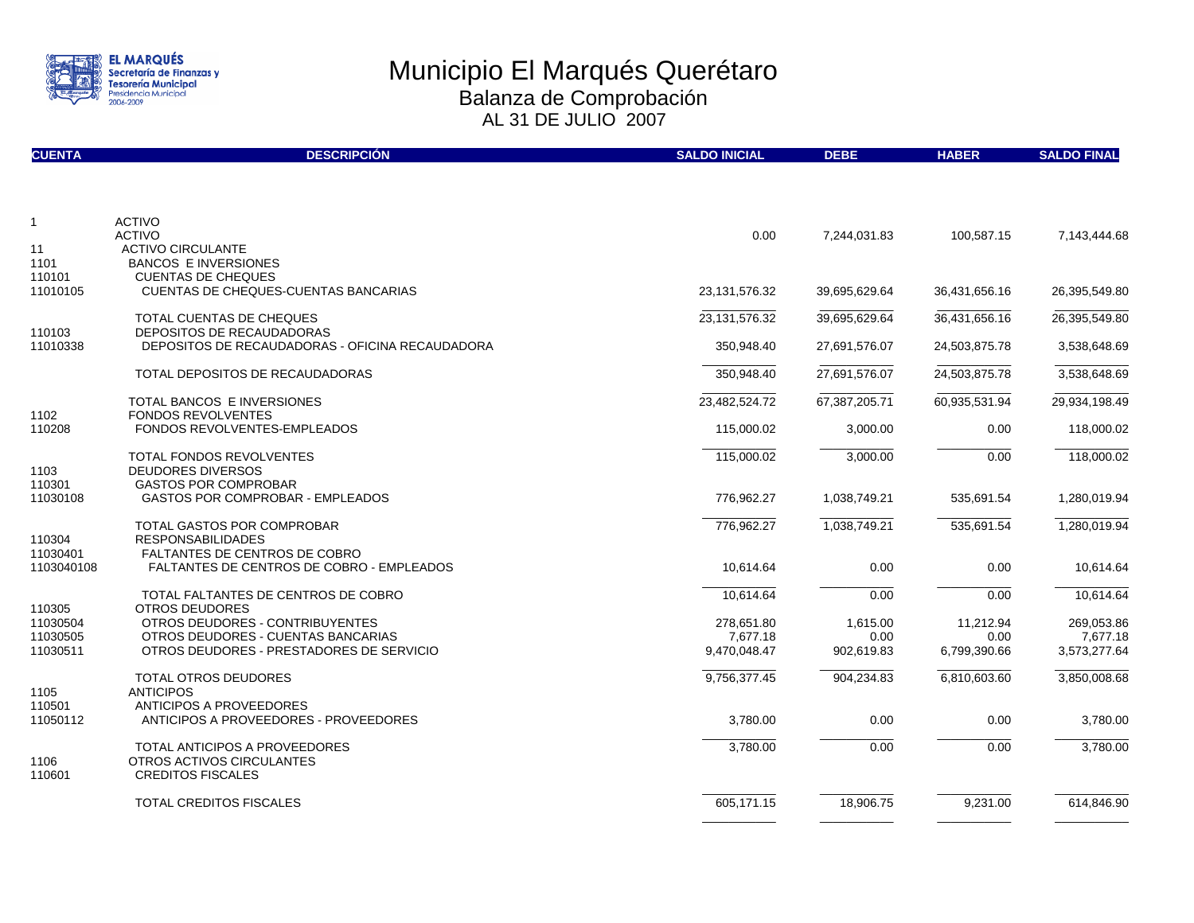# Municipio El Marqués Querétaro

## Balanza de Comprobación

AL 31 DE JULIO 2007

| CUENTA | DESCRIPCIÓN | SALDO INICIAL | DEBE | HABER | SALDO FINAL |
|---|---|---|---|---|---|
| 1 | ACTIVO | | | | |
| | ACTIVO | 0.00 | 7,244,031.83 | 100,587.15 | 7,143,444.68 |
| 11 | ACTIVO CIRCULANTE | | | | |
| 1101 | BANCOS E INVERSIONES | | | | |
| 110101 | CUENTAS DE CHEQUES | | | | |
| 11010105 | CUENTAS DE CHEQUES-CUENTAS BANCARIAS | 23,131,576.32 | 39,695,629.64 | 36,431,656.16 | 26,395,549.80 |
| | TOTAL CUENTAS DE CHEQUES | 23,131,576.32 | 39,695,629.64 | 36,431,656.16 | 26,395,549.80 |
| 110103 | DEPOSITOS DE RECAUDADORAS | | | | |
| 11010338 | DEPOSITOS DE RECAUDADORAS - OFICINA RECAUDADORA | 350,948.40 | 27,691,576.07 | 24,503,875.78 | 3,538,648.69 |
| | TOTAL DEPOSITOS DE RECAUDADORAS | 350,948.40 | 27,691,576.07 | 24,503,875.78 | 3,538,648.69 |
| | TOTAL BANCOS E INVERSIONES | 23,482,524.72 | 67,387,205.71 | 60,935,531.94 | 29,934,198.49 |
| 1102 | FONDOS REVOLVENTES | | | | |
| 110208 | FONDOS REVOLVENTES-EMPLEADOS | 115,000.02 | 3,000.00 | 0.00 | 118,000.02 |
| | TOTAL FONDOS REVOLVENTES | 115,000.02 | 3,000.00 | 0.00 | 118,000.02 |
| 1103 | DEUDORES DIVERSOS | | | | |
| 110301 | GASTOS POR COMPROBAR | | | | |
| 11030108 | GASTOS POR COMPROBAR - EMPLEADOS | 776,962.27 | 1,038,749.21 | 535,691.54 | 1,280,019.94 |
| | TOTAL GASTOS POR COMPROBAR | 776,962.27 | 1,038,749.21 | 535,691.54 | 1,280,019.94 |
| 110304 | RESPONSABILIDADES | | | | |
| 11030401 | FALTANTES DE CENTROS DE COBRO | | | | |
| 1103040108 | FALTANTES DE CENTROS DE COBRO - EMPLEADOS | 10,614.64 | 0.00 | 0.00 | 10,614.64 |
| | TOTAL FALTANTES DE CENTROS DE COBRO | 10,614.64 | 0.00 | 0.00 | 10,614.64 |
| 110305 | OTROS DEUDORES | | | | |
| 11030504 | OTROS DEUDORES - CONTRIBUYENTES | 278,651.80 | 1,615.00 | 11,212.94 | 269,053.86 |
| 11030505 | OTROS DEUDORES - CUENTAS BANCARIAS | 7,677.18 | 0.00 | 0.00 | 7,677.18 |
| 11030511 | OTROS DEUDORES - PRESTADORES DE SERVICIO | 9,470,048.47 | 902,619.83 | 6,799,390.66 | 3,573,277.64 |
| | TOTAL OTROS DEUDORES | 9,756,377.45 | 904,234.83 | 6,810,603.60 | 3,850,008.68 |
| 1105 | ANTICIPOS | | | | |
| 110501 | ANTICIPOS A PROVEEDORES | | | | |
| 11050112 | ANTICIPOS A PROVEEDORES - PROVEEDORES | 3,780.00 | 0.00 | 0.00 | 3,780.00 |
| | TOTAL ANTICIPOS A PROVEEDORES | 3,780.00 | 0.00 | 0.00 | 3,780.00 |
| 1106 | OTROS ACTIVOS CIRCULANTES | | | | |
| 110601 | CREDITOS FISCALES | | | | |
| | TOTAL CREDITOS FISCALES | 605,171.15 | 18,906.75 | 9,231.00 | 614,846.90 |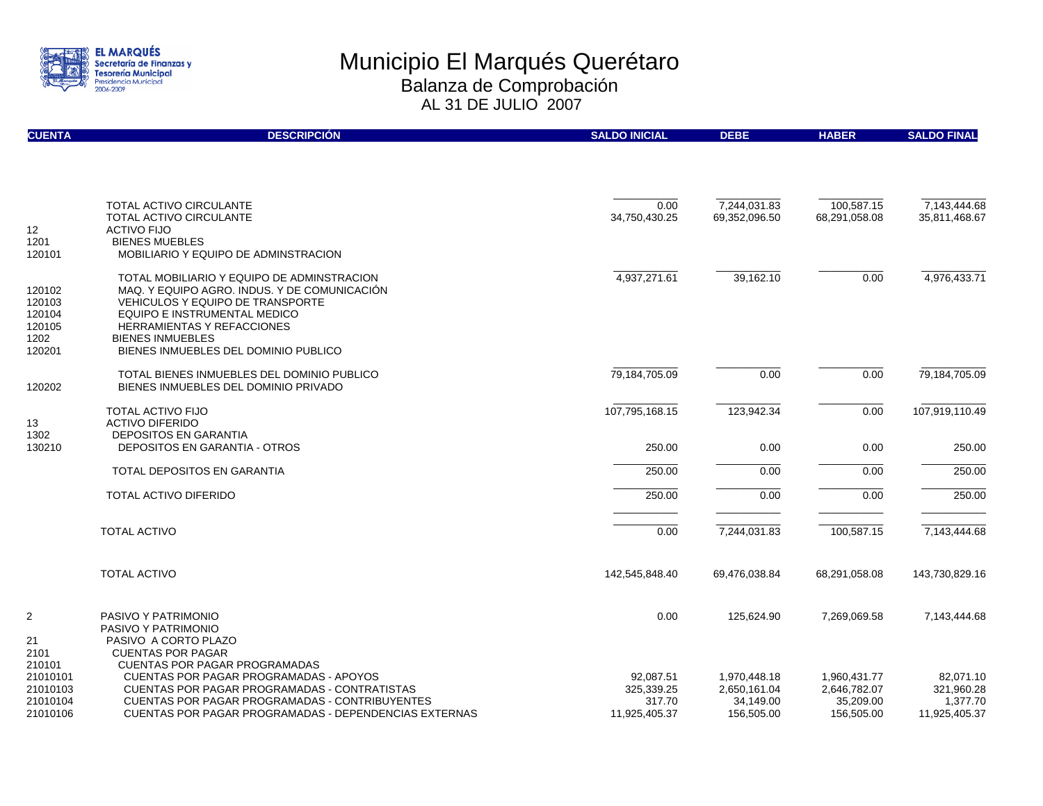# Municipio El Marqués Querétaro

## Balanza de Comprobación

### AL 31 DE JULIO 2007

| CUENTA | DESCRIPCIÓN | SALDO INICIAL | DEBE | HABER | SALDO FINAL |
|---|---|---|---|---|---|
| | TOTAL ACTIVO CIRCULANTE | 0.00 | 7,244,031.83 | 100,587.15 | 7,143,444.68 |
| | TOTAL ACTIVO CIRCULANTE | 34,750,430.25 | 69,352,096.50 | 68,291,058.08 | 35,811,468.67 |
| 12 | ACTIVO FIJO | | | | |
| 1201 | BIENES MUEBLES | | | | |
| 120101 | MOBILIARIO Y EQUIPO DE ADMINSTRACION | | | | |
| | TOTAL MOBILIARIO Y EQUIPO DE ADMINSTRACION | 4,937,271.61 | 39,162.10 | 0.00 | 4,976,433.71 |
| 120102 | MAQ. Y EQUIPO AGRO. INDUS. Y DE COMUNICACIÓN | | | | |
| 120103 | VEHICULOS Y EQUIPO DE TRANSPORTE | | | | |
| 120104 | EQUIPO E INSTRUMENTAL MEDICO | | | | |
| 120105 | HERRAMIENTAS Y REFACCIONES | | | | |
| 1202 | BIENES INMUEBLES | | | | |
| 120201 | BIENES INMUEBLES DEL DOMINIO PUBLICO | | | | |
| | TOTAL BIENES INMUEBLES DEL DOMINIO PUBLICO | 79,184,705.09 | 0.00 | 0.00 | 79,184,705.09 |
| 120202 | BIENES INMUEBLES DEL DOMINIO PRIVADO | | | | |
| | TOTAL ACTIVO FIJO | 107,795,168.15 | 123,942.34 | 0.00 | 107,919,110.49 |
| 13 | ACTIVO DIFERIDO | | | | |
| 1302 | DEPOSITOS EN GARANTIA | | | | |
| 130210 | DEPOSITOS EN GARANTIA - OTROS | 250.00 | 0.00 | 0.00 | 250.00 |
| | TOTAL DEPOSITOS EN GARANTIA | 250.00 | 0.00 | 0.00 | 250.00 |
| | TOTAL ACTIVO DIFERIDO | 250.00 | 0.00 | 0.00 | 250.00 |
| | TOTAL ACTIVO | 0.00 | 7,244,031.83 | 100,587.15 | 7,143,444.68 |
| | TOTAL ACTIVO | 142,545,848.40 | 69,476,038.84 | 68,291,058.08 | 143,730,829.16 |
| 2 | PASIVO Y PATRIMONIO | 0.00 | 125,624.90 | 7,269,069.58 | 7,143,444.68 |
| | PASIVO Y PATRIMONIO | | | | |
| 21 | PASIVO A CORTO PLAZO | | | | |
| 2101 | CUENTAS POR PAGAR | | | | |
| 210101 | CUENTAS POR PAGAR PROGRAMADAS | | | | |
| 21010101 | CUENTAS POR PAGAR PROGRAMADAS - APOYOS | 92,087.51 | 1,970,448.18 | 1,960,431.77 | 82,071.10 |
| 21010103 | CUENTAS POR PAGAR PROGRAMADAS - CONTRATISTAS | 325,339.25 | 2,650,161.04 | 2,646,782.07 | 321,960.28 |
| 21010104 | CUENTAS POR PAGAR PROGRAMADAS - CONTRIBUYENTES | 317.70 | 34,149.00 | 35,209.00 | 1,377.70 |
| 21010106 | CUENTAS POR PAGAR PROGRAMADAS - DEPENDENCIAS EXTERNAS | 11,925,405.37 | 156,505.00 | 156,505.00 | 11,925,405.37 |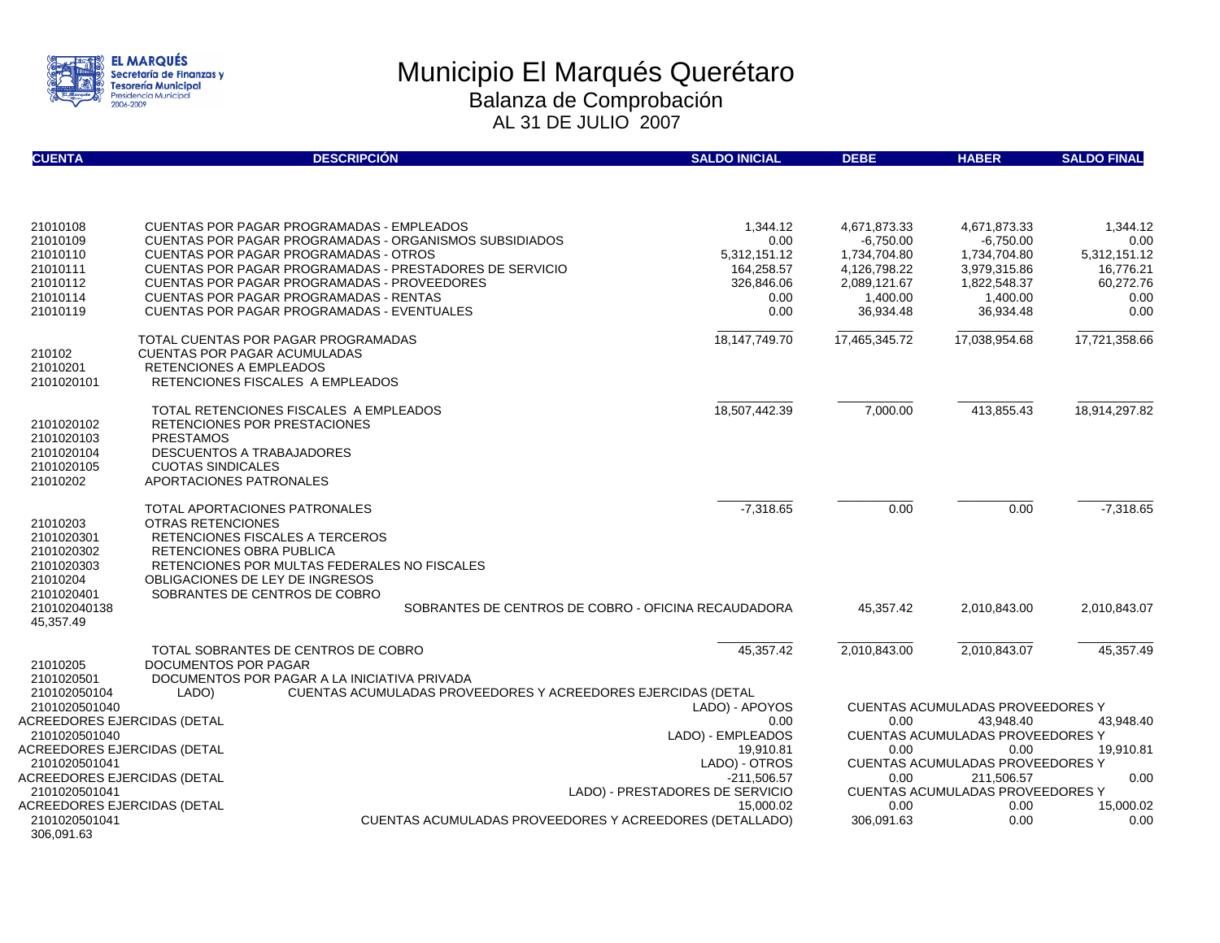# Municipio El Marqués Querétaro

## Balanza de Comprobación

### AL 31 DE JULIO 2007

| CUENTA | DESCRIPCIÓN | SALDO INICIAL | DEBE | HABER | SALDO FINAL |
|---|---|---|---|---|---|
| 21010108 | CUENTAS POR PAGAR PROGRAMADAS - EMPLEADOS | 1,344.12 | 4,671,873.33 | 4,671,873.33 | 1,344.12 |
| 21010109 | CUENTAS POR PAGAR PROGRAMADAS - ORGANISMOS SUBSIDIADOS | 0.00 | -6,750.00 | -6,750.00 | 0.00 |
| 21010110 | CUENTAS POR PAGAR PROGRAMADAS - OTROS | 5,312,151.12 | 1,734,704.80 | 1,734,704.80 | 5,312,151.12 |
| 21010111 | CUENTAS POR PAGAR PROGRAMADAS - PRESTADORES DE SERVICIO | 164,258.57 | 4,126,798.22 | 3,979,315.86 | 16,776.21 |
| 21010112 | CUENTAS POR PAGAR PROGRAMADAS - PROVEEDORES | 326,846.06 | 2,089,121.67 | 1,822,548.37 | 60,272.76 |
| 21010114 | CUENTAS POR PAGAR PROGRAMADAS - RENTAS | 0.00 | 1,400.00 | 1,400.00 | 0.00 |
| 21010119 | CUENTAS POR PAGAR PROGRAMADAS - EVENTUALES | 0.00 | 36,934.48 | 36,934.48 | 0.00 |
| | TOTAL CUENTAS POR PAGAR PROGRAMADAS | 18,147,749.70 | 17,465,345.72 | 17,038,954.68 | 17,721,358.66 |
| 210102 | CUENTAS POR PAGAR ACUMULADAS | | | | |
| 21010201 | RETENCIONES A EMPLEADOS | | | | |
| 2101020101 | RETENCIONES FISCALES A EMPLEADOS | | | | |
| | TOTAL RETENCIONES FISCALES A EMPLEADOS | 18,507,442.39 | 7,000.00 | 413,855.43 | 18,914,297.82 |
| 2101020102 | RETENCIONES POR PRESTACIONES | | | | |
| 2101020103 | PRESTAMOS | | | | |
| 2101020104 | DESCUENTOS A TRABAJADORES | | | | |
| 2101020105 | CUOTAS SINDICALES | | | | |
| 21010202 | APORTACIONES PATRONALES | | | | |
| | TOTAL APORTACIONES PATRONALES | -7,318.65 | 0.00 | 0.00 | -7,318.65 |
| 21010203 | OTRAS RETENCIONES | | | | |
| 2101020301 | RETENCIONES FISCALES A TERCEROS | | | | |
| 2101020302 | RETENCIONES OBRA PUBLICA | | | | |
| 2101020303 | RETENCIONES POR MULTAS FEDERALES NO FISCALES | | | | |
| 21010204 | OBLIGACIONES DE LEY DE INGRESOS | | | | |
| 2101020401 | SOBRANTES DE CENTROS DE COBRO | | | | |
| 210102040138 | SOBRANTES DE CENTROS DE COBRO - OFICINA RECAUDADORA | 45,357.42 | 2,010,843.00 | 2,010,843.07 | 45,357.49 |
| | TOTAL SOBRANTES DE CENTROS DE COBRO | 45,357.42 | 2,010,843.00 | 2,010,843.07 | 45,357.49 |
| 21010205 | DOCUMENTOS POR PAGAR | | | | |
| 2101020501 | DOCUMENTOS POR PAGAR A LA INICIATIVA PRIVADA | | | | |
| 210102050104 | CUENTAS ACUMULADAS PROVEEDORES Y ACREEDORES EJERCIDAS (DETALLADO) | | | | |
| 2101020501040 | CUENTAS ACUMULADAS PROVEEDORES Y ACREEDORES EJERCIDAS (DETALLADO) - APOYOS | 0.00 | 0.00 | 43,948.40 | 43,948.40 |
| 2101020501040 | CUENTAS ACUMULADAS PROVEEDORES Y ACREEDORES EJERCIDAS (DETALLADO) - EMPLEADOS | 19,910.81 | 0.00 | 0.00 | 19,910.81 |
| 2101020501041 | CUENTAS ACUMULADAS PROVEEDORES Y ACREEDORES EJERCIDAS (DETALLADO) - OTROS | -211,506.57 | 0.00 | 211,506.57 | 0.00 |
| 2101020501041 | CUENTAS ACUMULADAS PROVEEDORES Y ACREEDORES EJERCIDAS (DETALLADO) - PRESTADORES DE SERVICIO | 15,000.02 | 0.00 | 0.00 | 15,000.02 |
| 2101020501041 | CUENTAS ACUMULADAS PROVEEDORES Y ACREEDORES (DETALLADO) | 306,091.63 | 0.00 | 306,091.63 | 0.00 |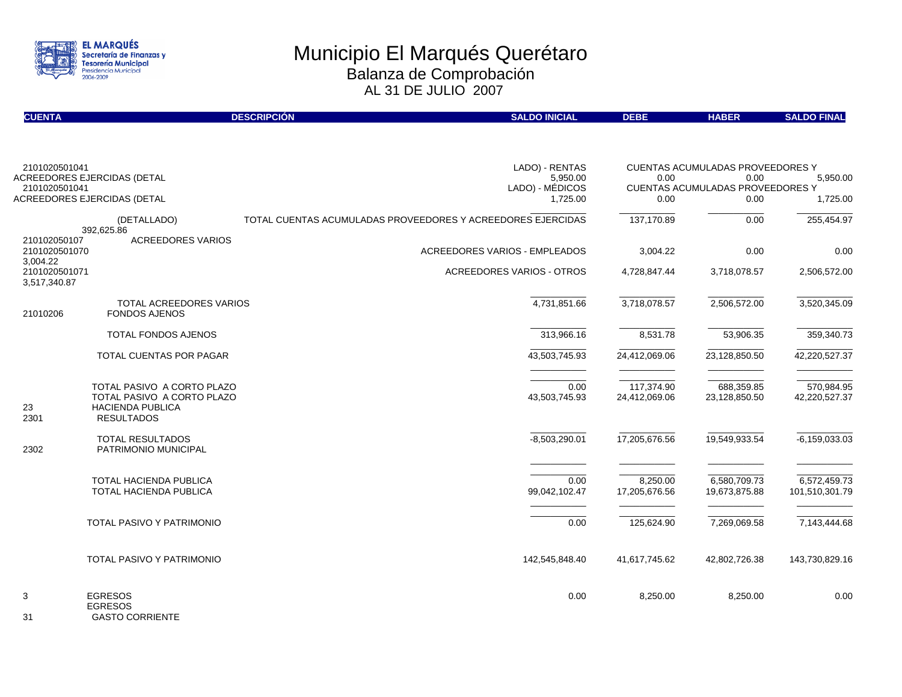# Municipio El Marqués Querétaro

## Balanza de Comprobación

AL 31 DE JULIO 2007

| CUENTA | DESCRIPCIÓN | SALDO INICIAL | DEBE | HABER | SALDO FINAL |
|---|---|---|---|---|---|
| 2101020501041 | CUENTAS ACUMULADAS PROVEEDORES Y ACREEDORES EJERCIDAS (DETALLADO) - RENTAS | 5,950.00 | 0.00 | 0.00 | 5,950.00 |
| 2101020501041 | CUENTAS ACUMULADAS PROVEEDORES Y ACREEDORES EJERCIDAS (DETALLADO) - MÉDICOS | 1,725.00 | 0.00 | 0.00 | 1,725.00 |
| | TOTAL CUENTAS ACUMULADAS PROVEEDORES Y ACREEDORES EJERCIDAS (DETALLADO) | 392,625.86 | 137,170.89 | 0.00 | 255,454.97 |
| 210102050107 | ACREEDORES VARIOS | | | | |
| 2101020501070 | ACREEDORES VARIOS - EMPLEADOS | 3,004.22 | 3,004.22 | 0.00 | 0.00 |
| 2101020501071 | ACREEDORES VARIOS - OTROS | 3,517,340.87 | 4,728,847.44 | 3,718,078.57 | 2,506,572.00 |
| | TOTAL ACREEDORES VARIOS | 4,731,851.66 | 3,718,078.57 | 2,506,572.00 | 3,520,345.09 |
| 21010206 | FONDOS AJENOS | | | | |
| | TOTAL FONDOS AJENOS | 313,966.16 | 8,531.78 | 53,906.35 | 359,340.73 |
| | TOTAL CUENTAS POR PAGAR | 43,503,745.93 | 24,412,069.06 | 23,128,850.50 | 42,220,527.37 |
| | TOTAL PASIVO A CORTO PLAZO | 0.00 | 117,374.90 | 688,359.85 | 570,984.95 |
| | TOTAL PASIVO A CORTO PLAZO | 43,503,745.93 | 24,412,069.06 | 23,128,850.50 | 42,220,527.37 |
| 23 | HACIENDA PUBLICA | | | | |
| 2301 | RESULTADOS | | | | |
| | TOTAL RESULTADOS | -8,503,290.01 | 17,205,676.56 | 19,549,933.54 | -6,159,033.03 |
| 2302 | PATRIMONIO MUNICIPAL | | | | |
| | TOTAL HACIENDA PUBLICA | 0.00 | 8,250.00 | 6,580,709.73 | 6,572,459.73 |
| | TOTAL HACIENDA PUBLICA | 99,042,102.47 | 17,205,676.56 | 19,673,875.88 | 101,510,301.79 |
| | TOTAL PASIVO Y PATRIMONIO | 0.00 | 125,624.90 | 7,269,069.58 | 7,143,444.68 |
| | TOTAL PASIVO Y PATRIMONIO | 142,545,848.40 | 41,617,745.62 | 42,802,726.38 | 143,730,829.16 |
| 3 | EGRESOS | 0.00 | 8,250.00 | 8,250.00 | 0.00 |
| | EGRESOS | | | | |
| 31 | GASTO CORRIENTE | | | | |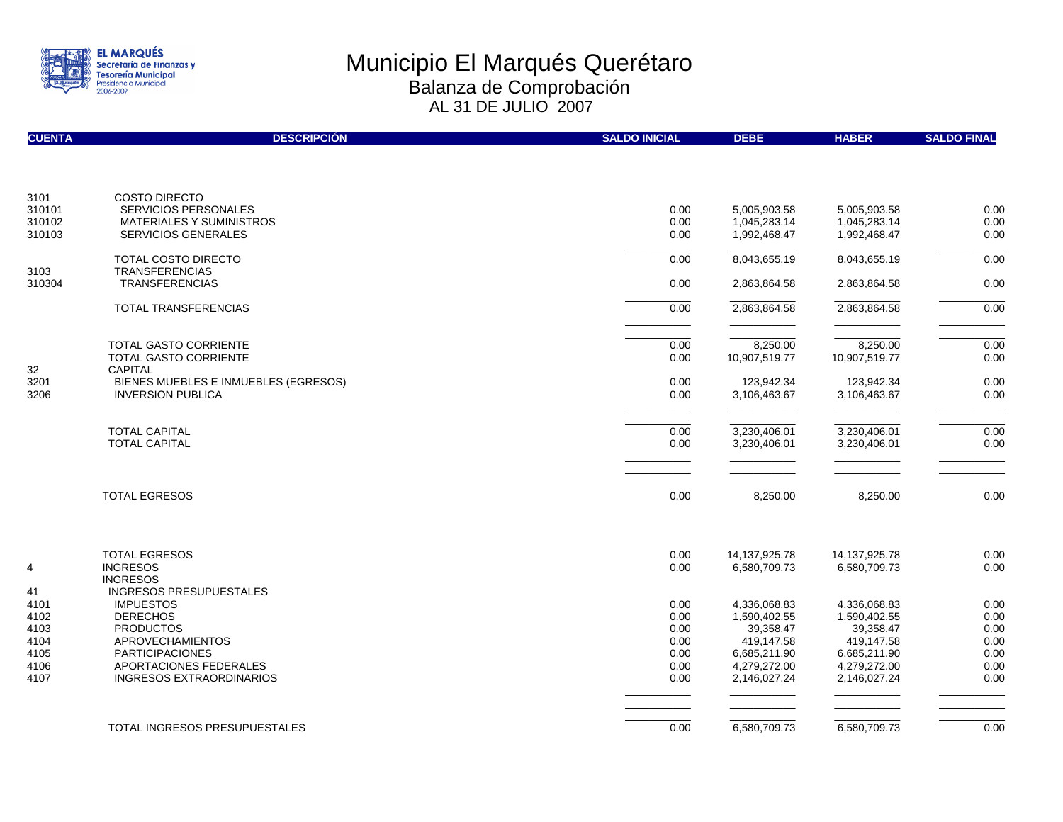# Municipio El Marqués Querétaro

## Balanza de Comprobación

### AL 31 DE JULIO 2007

| CUENTA | DESCRIPCIÓN | SALDO INICIAL | DEBE | HABER | SALDO FINAL |
|---|---|---|---|---|---|
| 3101 | COSTO DIRECTO | | | | |
| 310101 | SERVICIOS PERSONALES | 0.00 | 5,005,903.58 | 5,005,903.58 | 0.00 |
| 310102 | MATERIALES Y SUMINISTROS | 0.00 | 1,045,283.14 | 1,045,283.14 | 0.00 |
| 310103 | SERVICIOS GENERALES | 0.00 | 1,992,468.47 | 1,992,468.47 | 0.00 |
| | TOTAL COSTO DIRECTO | 0.00 | 8,043,655.19 | 8,043,655.19 | 0.00 |
| 3103 | TRANSFERENCIAS | | | | |
| 310304 | TRANSFERENCIAS | 0.00 | 2,863,864.58 | 2,863,864.58 | 0.00 |
| | TOTAL TRANSFERENCIAS | 0.00 | 2,863,864.58 | 2,863,864.58 | 0.00 |
| | TOTAL GASTO CORRIENTE | 0.00 | 8,250.00 | 8,250.00 | 0.00 |
| | TOTAL GASTO CORRIENTE | 0.00 | 10,907,519.77 | 10,907,519.77 | 0.00 |
| 32 | CAPITAL | | | | |
| 3201 | BIENES MUEBLES E INMUEBLES (EGRESOS) | 0.00 | 123,942.34 | 123,942.34 | 0.00 |
| 3206 | INVERSION PUBLICA | 0.00 | 3,106,463.67 | 3,106,463.67 | 0.00 |
| | TOTAL CAPITAL | 0.00 | 3,230,406.01 | 3,230,406.01 | 0.00 |
| | TOTAL CAPITAL | 0.00 | 3,230,406.01 | 3,230,406.01 | 0.00 |
| | TOTAL EGRESOS | 0.00 | 8,250.00 | 8,250.00 | 0.00 |
| | TOTAL EGRESOS | 0.00 | 14,137,925.78 | 14,137,925.78 | 0.00 |
| 4 | INGRESOS | 0.00 | 6,580,709.73 | 6,580,709.73 | 0.00 |
| | INGRESOS | | | | |
| 41 | INGRESOS PRESUPUESTALES | | | | |
| 4101 | IMPUESTOS | 0.00 | 4,336,068.83 | 4,336,068.83 | 0.00 |
| 4102 | DERECHOS | 0.00 | 1,590,402.55 | 1,590,402.55 | 0.00 |
| 4103 | PRODUCTOS | 0.00 | 39,358.47 | 39,358.47 | 0.00 |
| 4104 | APROVECHAMIENTOS | 0.00 | 419,147.58 | 419,147.58 | 0.00 |
| 4105 | PARTICIPACIONES | 0.00 | 6,685,211.90 | 6,685,211.90 | 0.00 |
| 4106 | APORTACIONES FEDERALES | 0.00 | 4,279,272.00 | 4,279,272.00 | 0.00 |
| 4107 | INGRESOS EXTRAORDINARIOS | 0.00 | 2,146,027.24 | 2,146,027.24 | 0.00 |
| | TOTAL INGRESOS PRESUPUESTALES | 0.00 | 6,580,709.73 | 6,580,709.73 | 0.00 |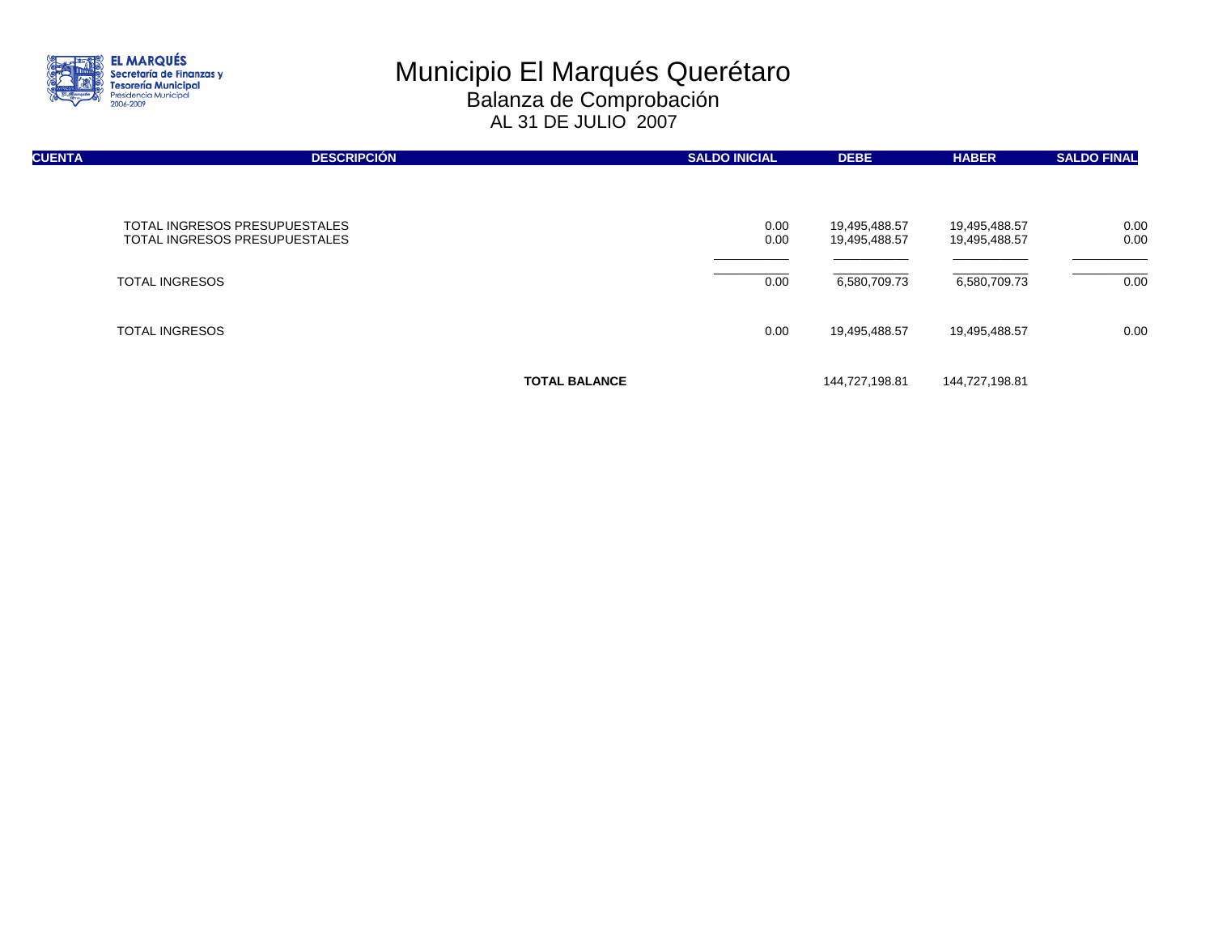# Municipio El Marqués Querétaro

## Balanza de Comprobación

AL 31 DE JULIO 2007

| CUENTA | DESCRIPCIÓN | SALDO INICIAL | DEBE | HABER | SALDO FINAL |
|---|---|---|---|---|---|
| | TOTAL INGRESOS PRESUPUESTALES | 0.00 | 19,495,488.57 | 19,495,488.57 | 0.00 |
| | TOTAL INGRESOS PRESUPUESTALES | 0.00 | 19,495,488.57 | 19,495,488.57 | 0.00 |
| | TOTAL INGRESOS | 0.00 | 6,580,709.73 | 6,580,709.73 | 0.00 |
| | TOTAL INGRESOS | 0.00 | 19,495,488.57 | 19,495,488.57 | 0.00 |
| | **TOTAL BALANCE** | | 144,727,198.81 | 144,727,198.81 | |